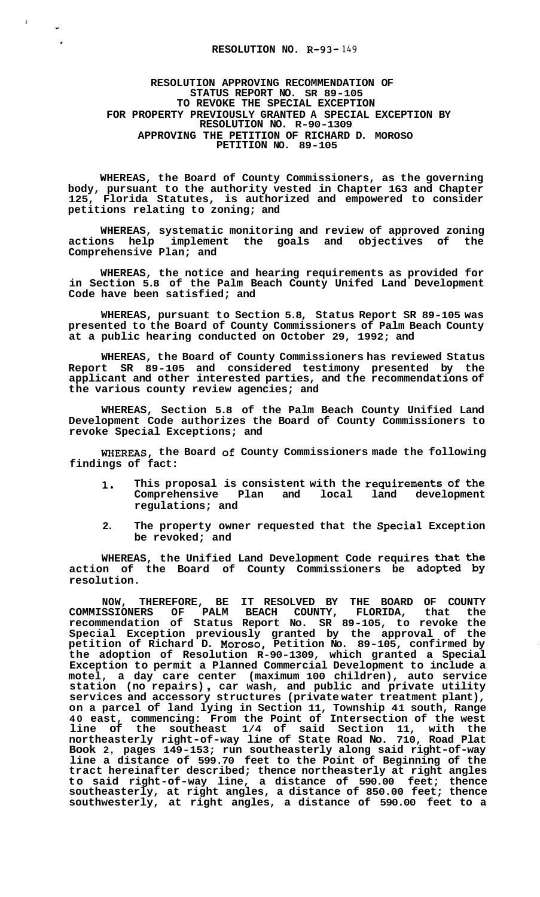# RESOLUTION NO. R-93-149

## RESOLUTION APPROVING RECOMMENDATION OF STATUS REPORT NO. SR 89-105 TO REVOKE THE SPECIAL EXCEPTION FOR PROPERTY PREVIOUSLY GRANTED A SPECIAL EXCEPTION BY RESOLUTION NO. R-90-1309 APPROVING THE PETITION OF RICHARD D. MOROSO PETITION NO. 89-105

**WHEREAS, the Board of County Commissioners, as the governing body, pursuant to the authority vested in Chapter 163 and Chapter 125, Florida Statutes, is authorized and empowered to consider petitions relating to zoning; and**

**WHEREAS, systematic monitoring and review of approved zoning actions help implement the goals and objectives of the Comprehensive Plan; and**

**WHEREAS, the notice and hearing requirements as provided for in Section 5.8 of the Palm Beach County Unifed Land Development Code have been satisfied; and**

**WHEREAS, pursuant to Section 5.8, Status Report SR 89-105 was presented to the Board of County Commissioners of Palm Beach County at a public hearing conducted on October 29, 1992; and**

**WHEREAS, the Board of County Commissioners has reviewed Status Report SR 89-105 and considered testimony presented by the applicant and other interested parties, and the recommendations of the various county review agencies; and**

**WHEREAS, Section 5.8 of the Palm Beach County Unified Land Development Code authorizes the Board of County Commissioners to revoke Special Exceptions; and**

**WHEREAS, the Board of County Commissioners made the following findings of fact:**

1. **This proposal is consistent with the requirements of the Comprehensive Plan and local land development regulations; and**
2. **The property owner requested that the Special Exception be revoked; and**

**WHEREAS, the Unified Land Development Code requires that the action of the Board of County Commissioners be adopted by resolution.**

**NOW, THEREFORE, BE IT RESOLVED BY THE BOARD OF COUNTY COMMISSIONERS OF PALM BEACH COUNTY, FLORIDA, that the recommendation of Status Report No. SR 89-105, to revoke the Special Exception previously granted by the approval of the petition of Richard D. Moroso, Petition No. 89-105, confirmed by the adoption of Resolution R-90-1309, which granted a Special Exception to permit a Planned Commercial Development to include a motel, a day care center (maximum 100 children), auto service station (no repairs), car wash, and public and private utility services and accessory structures (private water treatment plant), on a parcel of land lying in Section 11, Township 41 south, Range 40 east, commencing: From the Point of Intersection of the west line of the southeast 1/4 of said Section 11, with the northeasterly right-of-way line of State Road No. 710, Road Plat Book 2, pages 149-153; run southeasterly along said right-of-way line a distance of 599.70 feet to the Point of Beginning of the tract hereinafter described; thence northeasterly at right angles to said right-of-way line, a distance of 590.00 feet; thence southeasterly, at right angles, a distance of 850.00 feet; thence southwesterly, at right angles, a distance of 590.00 feet to a**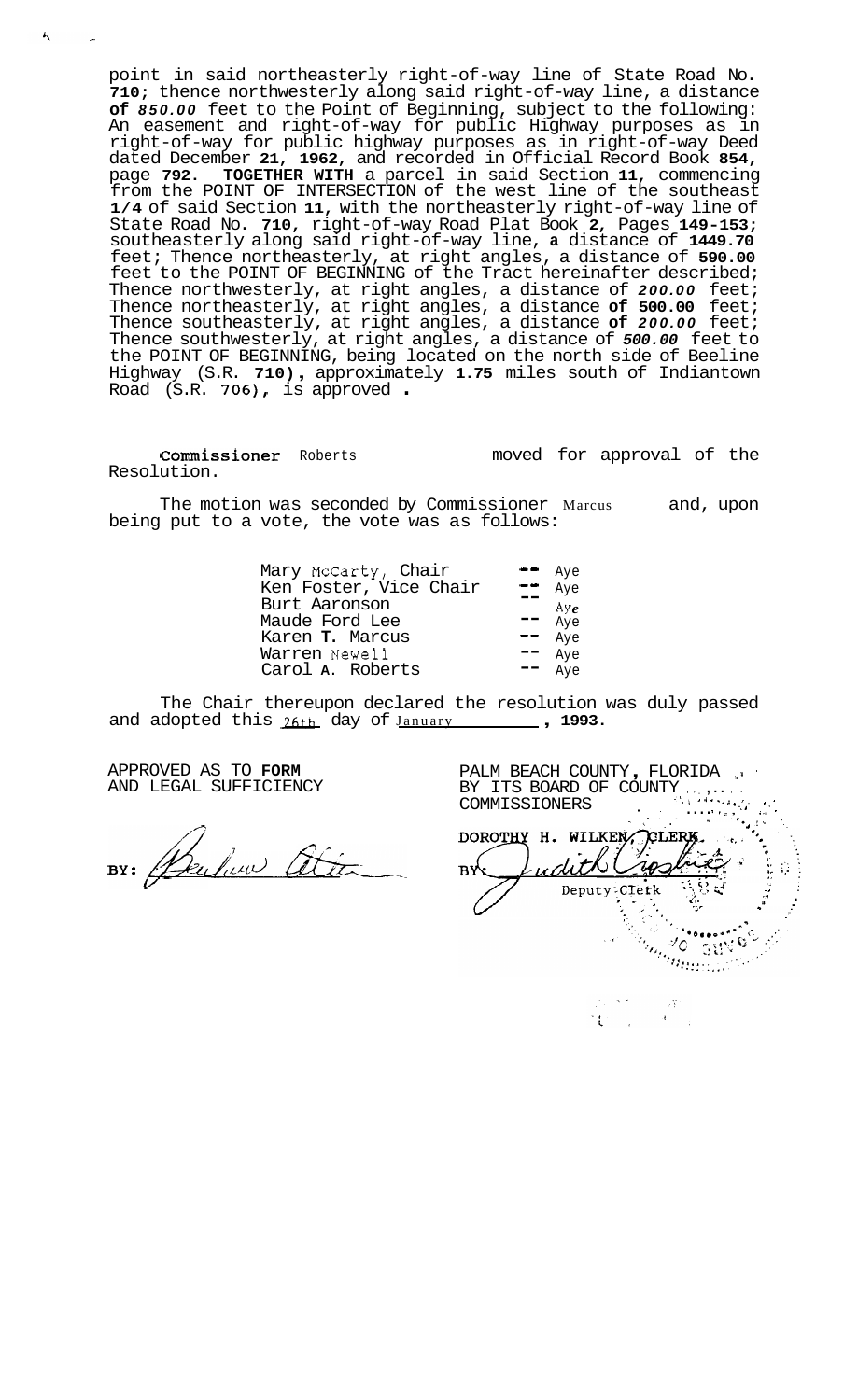point in said northeasterly right-of-way line of State Road No. 710; thence northwesterly along said right-of-way line, a distance of 850.00 feet to the Point of Beginning, subject to the following: An easement and right-of-way for public Highway purposes as in right-of-way for public highway purposes as in right-of-way Deed dated December 21, 1962, and recorded in Official Record Book 854, page 792. **TOGETHER WITH** a parcel in said Section 11, commencing from the POINT OF INTERSECTION of the west line of the southeast 1/4 of said Section 11, with the northeasterly right-of-way line of State Road No. 710, right-of-way Road Plat Book 2, Pages 149-153; southeasterly along said right-of-way line, a distance of 1449.70 feet; Thence northeasterly, at right angles, a distance of 590.00 feet to the POINT OF BEGINNING of the Tract hereinafter described; Thence northwesterly, at right angles, a distance of 200.00 feet; Thence northeasterly, at right angles, a distance of 500.00 feet; Thence southeasterly, at right angles, a distance of 200.00 feet; Thence southwesterly, at right angles, a distance of 500.00 feet to the POINT OF BEGINNING, being located on the north side of Beeline Highway (S.R. 710), approximately 1.75 miles south of Indiantown Road (S.R. 706), is approved.

Commissioner Roberts moved for approval of the Resolution.

The motion was seconded by Commissioner Marcus and, upon being put to a vote, the vote was as follows:

| | |
|---|---|
| Mary McCarty, Chair | -- Aye |
| Ken Foster, Vice Chair | -- Aye |
| Burt Aaronson | -- Aye |
| Maude Ford Lee | -- Aye |
| Karen T. Marcus | -- Aye |
| Warren Newell | -- Aye |
| Carol A. Roberts | -- Aye |

The Chair thereupon declared the resolution was duly passed and adopted this 26th day of January, 1993.

APPROVED AS TO FORM AND LEGAL SUFFICIENCY

BY: [signature]

PALM BEACH COUNTY, FLORIDA BY ITS BOARD OF COUNTY COMMISSIONERS

DOROTHY H. WILKEN, CLERK

BY: [signature]
Deputy Clerk